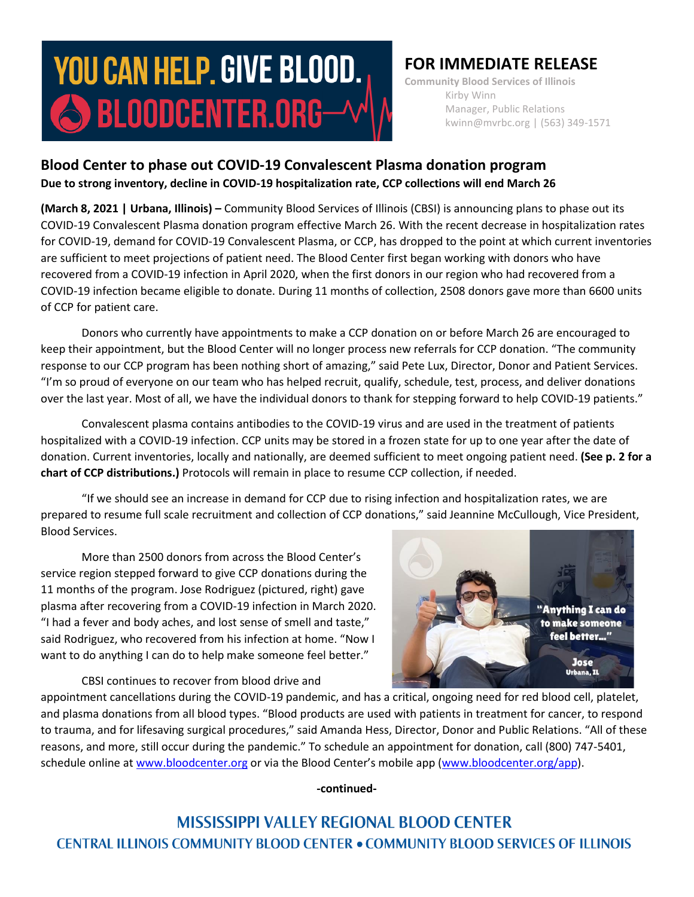YOU CAN HELP. GIVE BLOOD. BLOODCENTER.ORG

## FOR IMMEDIATE RELEASE

**Community Blood Services of Illinois**
Kirby Winn
Manager, Public Relations
kwinn@mvrbc.org | (563) 349-1571

## Blood Center to phase out COVID-19 Convalescent Plasma donation program

**Due to strong inventory, decline in COVID-19 hospitalization rate, CCP collections will end March 26**

**(March 8, 2021 | Urbana, Illinois) –** Community Blood Services of Illinois (CBSI) is announcing plans to phase out its COVID-19 Convalescent Plasma donation program effective March 26. With the recent decrease in hospitalization rates for COVID-19, demand for COVID-19 Convalescent Plasma, or CCP, has dropped to the point at which current inventories are sufficient to meet projections of patient need. The Blood Center first began working with donors who have recovered from a COVID-19 infection in April 2020, when the first donors in our region who had recovered from a COVID-19 infection became eligible to donate. During 11 months of collection, 2508 donors gave more than 6600 units of CCP for patient care.

Donors who currently have appointments to make a CCP donation on or before March 26 are encouraged to keep their appointment, but the Blood Center will no longer process new referrals for CCP donation. "The community response to our CCP program has been nothing short of amazing," said Pete Lux, Director, Donor and Patient Services. "I'm so proud of everyone on our team who has helped recruit, qualify, schedule, test, process, and deliver donations over the last year. Most of all, we have the individual donors to thank for stepping forward to help COVID-19 patients."

Convalescent plasma contains antibodies to the COVID-19 virus and are used in the treatment of patients hospitalized with a COVID-19 infection. CCP units may be stored in a frozen state for up to one year after the date of donation. Current inventories, locally and nationally, are deemed sufficient to meet ongoing patient need. **(See p. 2 for a chart of CCP distributions.)** Protocols will remain in place to resume CCP collection, if needed.

"If we should see an increase in demand for CCP due to rising infection and hospitalization rates, we are prepared to resume full scale recruitment and collection of CCP donations," said Jeannine McCullough, Vice President, Blood Services.

More than 2500 donors from across the Blood Center's service region stepped forward to give CCP donations during the 11 months of the program. Jose Rodriguez (pictured, right) gave plasma after recovering from a COVID-19 infection in March 2020. "I had a fever and body aches, and lost sense of smell and taste," said Rodriguez, who recovered from his infection at home. "Now I want to do anything I can do to help make someone feel better."

"Anything I can do to make someone feel better..." Jose, Urbana, IL

CBSI continues to recover from blood drive and appointment cancellations during the COVID-19 pandemic, and has a critical, ongoing need for red blood cell, platelet, and plasma donations from all blood types. "Blood products are used with patients in treatment for cancer, to respond to trauma, and for lifesaving surgical procedures," said Amanda Hess, Director, Donor and Public Relations. "All of these reasons, and more, still occur during the pandemic." To schedule an appointment for donation, call (800) 747-5401, schedule online at www.bloodcenter.org or via the Blood Center's mobile app (www.bloodcenter.org/app).

**-continued-**

MISSISSIPPI VALLEY REGIONAL BLOOD CENTER
CENTRAL ILLINOIS COMMUNITY BLOOD CENTER • COMMUNITY BLOOD SERVICES OF ILLINOIS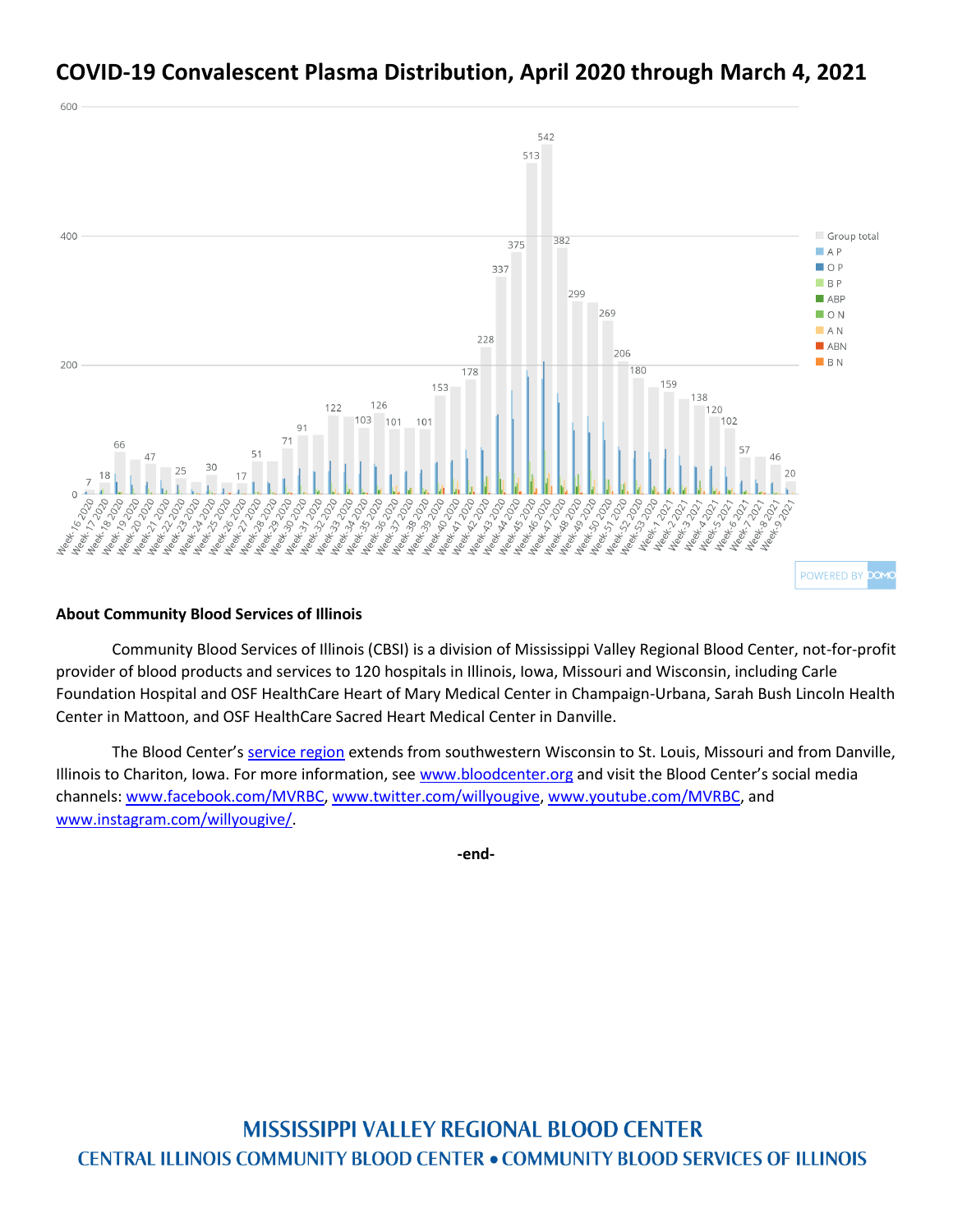# COVID-19 Convalescent Plasma Distribution, April 2020 through March 4, 2021

600
400
200
0

Group total
A P
O P
B P
ABP
O N
A N
ABN
B N

7
18
66
47
25
30
17
51
71
91
122
103
126
101
101
153
178
228
337
375
513
542
382
299
269
206
180
159
138
120
102
57
46
20

Week-16 2020, Week-17 2020, Week-18 2020, Week-19 2020, Week-20 2020, Week-21 2020, Week-22 2020, Week-23 2020, Week-24 2020, Week-25 2020, Week-26 2020, Week-27 2020, Week-28 2020, Week-29 2020, Week-30 2020, Week-31 2020, Week-32 2020, Week-33 2020, Week-34 2020, Week-35 2020, Week-36 2020, Week-37 2020, Week-38 2020, Week-39 2020, Week-40 2020, Week-41 2020, Week-42 2020, Week-43 2020, Week-44 2020, Week-45 2020, Week-46 2020, Week-47 2020, Week-48 2020, Week-49 2020, Week-50 2020, Week-51 2020, Week-52 2020, Week-53 2020, Week-1 2021, Week-2 2021, Week-3 2021, Week-4 2021, Week-5 2021, Week-6 2021, Week-7 2021, Week-8 2021, Week-9 2021

POWERED BY DOMO

**About Community Blood Services of Illinois**

Community Blood Services of Illinois (CBSI) is a division of Mississippi Valley Regional Blood Center, not-for-profit provider of blood products and services to 120 hospitals in Illinois, Iowa, Missouri and Wisconsin, including Carle Foundation Hospital and OSF HealthCare Heart of Mary Medical Center in Champaign-Urbana, Sarah Bush Lincoln Health Center in Mattoon, and OSF HealthCare Sacred Heart Medical Center in Danville.

The Blood Center's service region extends from southwestern Wisconsin to St. Louis, Missouri and from Danville, Illinois to Chariton, Iowa. For more information, see www.bloodcenter.org and visit the Blood Center's social media channels: www.facebook.com/MVRBC, www.twitter.com/willyougive, www.youtube.com/MVRBC, and www.instagram.com/willyougive/.

**-end-**

MISSISSIPPI VALLEY REGIONAL BLOOD CENTER

CENTRAL ILLINOIS COMMUNITY BLOOD CENTER • COMMUNITY BLOOD SERVICES OF ILLINOIS